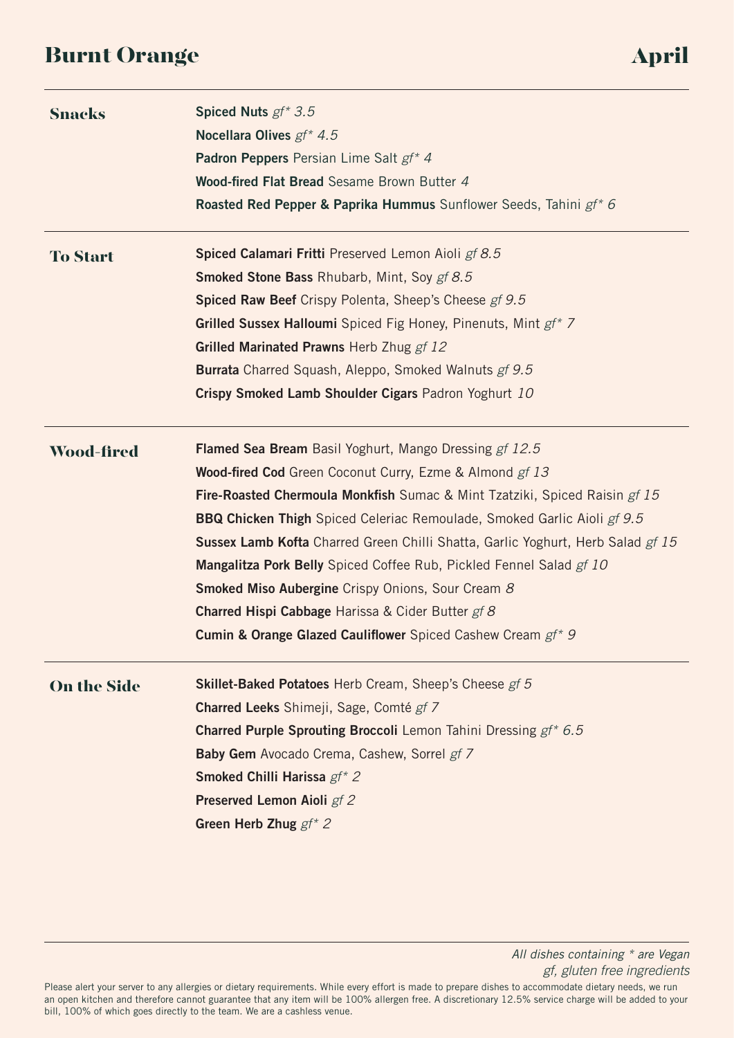# Burnt Orange

## April

## Snacks

**Spiced Nuts** *gf* 3.5*

**Nocellara Olives** *gf* 4.5*

**Padron Peppers** Persian Lime Salt *gf* 4*

**Wood-fired Flat Bread** Sesame Brown Butter *4*

**Roasted Red Pepper & Paprika Hummus** Sunflower Seeds, Tahini *gf* 6*

## To Start

**Spiced Calamari Fritti** Preserved Lemon Aioli *gf 8.5*

**Smoked Stone Bass** Rhubarb, Mint, Soy *gf 8.5*

**Spiced Raw Beef** Crispy Polenta, Sheep's Cheese *gf 9.5*

**Grilled Sussex Halloumi** Spiced Fig Honey, Pinenuts, Mint *gf* 7*

**Grilled Marinated Prawns** Herb Zhug *gf 12*

**Burrata** Charred Squash, Aleppo, Smoked Walnuts *gf 9.5*

**Crispy Smoked Lamb Shoulder Cigars** Padron Yoghurt *10*

## Wood-fired

**Flamed Sea Bream** Basil Yoghurt, Mango Dressing *gf 12.5*

**Wood-fired Cod** Green Coconut Curry, Ezme & Almond *gf 13*

**Fire-Roasted Chermoula Monkfish** Sumac & Mint Tzatziki, Spiced Raisin *gf 15*

**BBQ Chicken Thigh** Spiced Celeriac Remoulade, Smoked Garlic Aioli *gf 9.5*

**Sussex Lamb Kofta** Charred Green Chilli Shatta, Garlic Yoghurt, Herb Salad *gf 15*

**Mangalitza Pork Belly** Spiced Coffee Rub, Pickled Fennel Salad *gf 10*

**Smoked Miso Aubergine** Crispy Onions, Sour Cream *8*

**Charred Hispi Cabbage** Harissa & Cider Butter *gf 8*

**Cumin & Orange Glazed Cauliflower** Spiced Cashew Cream *gf* 9*

## On the Side

**Skillet-Baked Potatoes** Herb Cream, Sheep's Cheese *gf 5*

**Charred Leeks** Shimeji, Sage, Comté *gf 7*

**Charred Purple Sprouting Broccoli** Lemon Tahini Dressing *gf* 6.5*

**Baby Gem** Avocado Crema, Cashew, Sorrel *gf 7*

**Smoked Chilli Harissa** *gf* 2*

**Preserved Lemon Aioli** *gf 2*

**Green Herb Zhug** *gf* 2*

---

*All dishes containing * are Vegan*
*gf, gluten free ingredients*

Please alert your server to any allergies or dietary requirements. While every effort is made to prepare dishes to accommodate dietary needs, we run an open kitchen and therefore cannot guarantee that any item will be 100% allergen free. A discretionary 12.5% service charge will be added to your bill, 100% of which goes directly to the team. We are a cashless venue.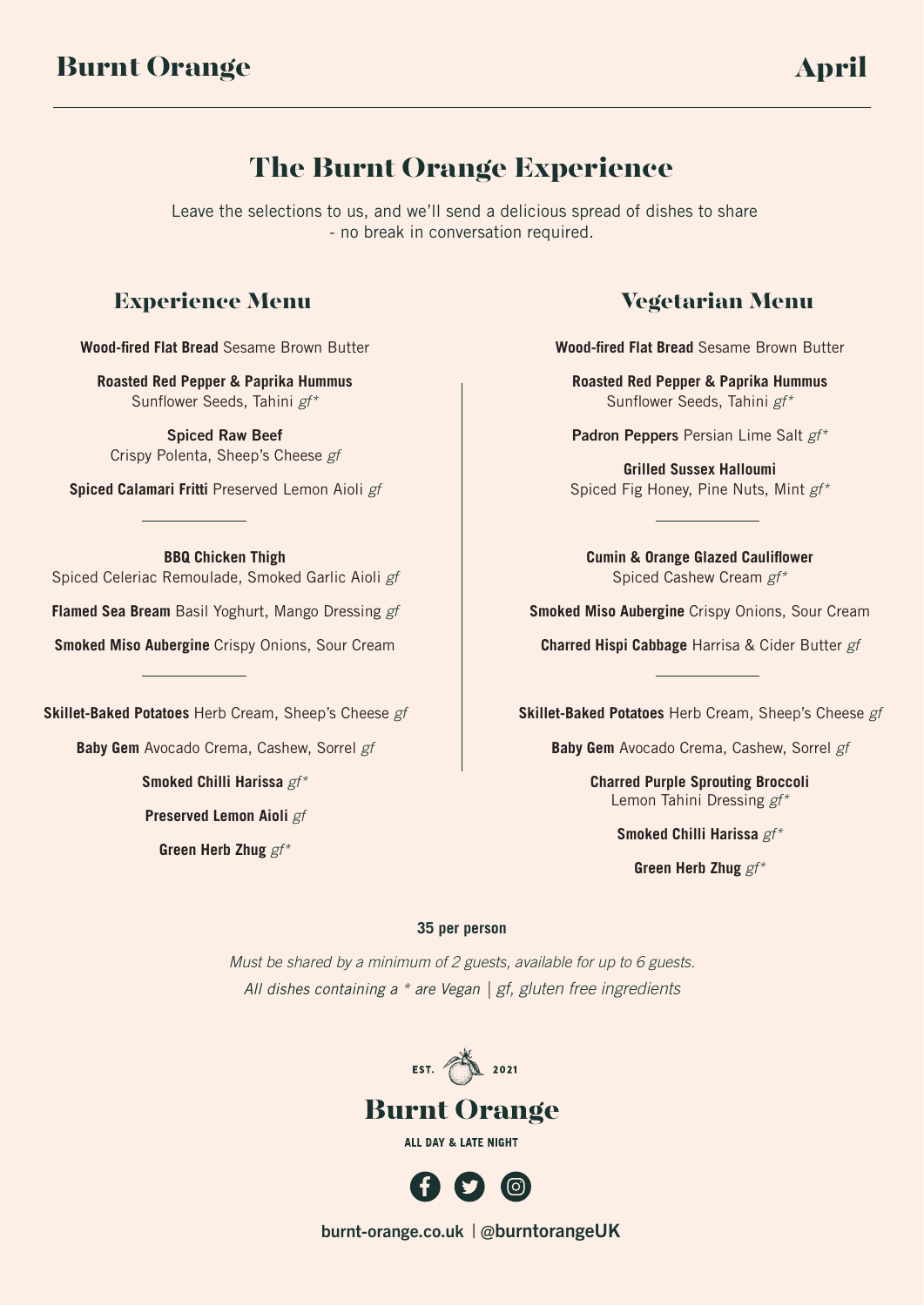# Burnt Orange

April

## The Burnt Orange Experience

Leave the selections to us, and we'll send a delicious spread of dishes to share - no break in conversation required.

### Experience Menu

**Wood-fired Flat Bread** Sesame Brown Butter

**Roasted Red Pepper & Paprika Hummus** Sunflower Seeds, Tahini *gf**

**Spiced Raw Beef** Crispy Polenta, Sheep's Cheese *gf*

**Spiced Calamari Fritti** Preserved Lemon Aioli *gf*

---

**BBQ Chicken Thigh** Spiced Celeriac Remoulade, Smoked Garlic Aioli *gf*

**Flamed Sea Bream** Basil Yoghurt, Mango Dressing *gf*

**Smoked Miso Aubergine** Crispy Onions, Sour Cream

---

**Skillet-Baked Potatoes** Herb Cream, Sheep's Cheese *gf*

**Baby Gem** Avocado Crema, Cashew, Sorrel *gf*

**Smoked Chilli Harissa** *gf**

**Preserved Lemon Aioli** *gf*

**Green Herb Zhug** *gf**

### Vegetarian Menu

**Wood-fired Flat Bread** Sesame Brown Butter

**Roasted Red Pepper & Paprika Hummus** Sunflower Seeds, Tahini *gf**

**Padron Peppers** Persian Lime Salt *gf**

**Grilled Sussex Halloumi** Spiced Fig Honey, Pine Nuts, Mint *gf**

---

**Cumin & Orange Glazed Cauliflower** Spiced Cashew Cream *gf**

**Smoked Miso Aubergine** Crispy Onions, Sour Cream

**Charred Hispi Cabbage** Harrisa & Cider Butter *gf*

---

**Skillet-Baked Potatoes** Herb Cream, Sheep's Cheese *gf*

**Baby Gem** Avocado Crema, Cashew, Sorrel *gf*

**Charred Purple Sprouting Broccoli** Lemon Tahini Dressing *gf**

**Smoked Chilli Harissa** *gf**

**Green Herb Zhug** *gf**

**35 per person**

*Must be shared by a minimum of 2 guests, available for up to 6 guests.*

*All dishes containing a * are Vegan | gf, gluten free ingredients*

EST. 2021

Burnt Orange

ALL DAY & LATE NIGHT

burnt-orange.co.uk | @burntorangeUK